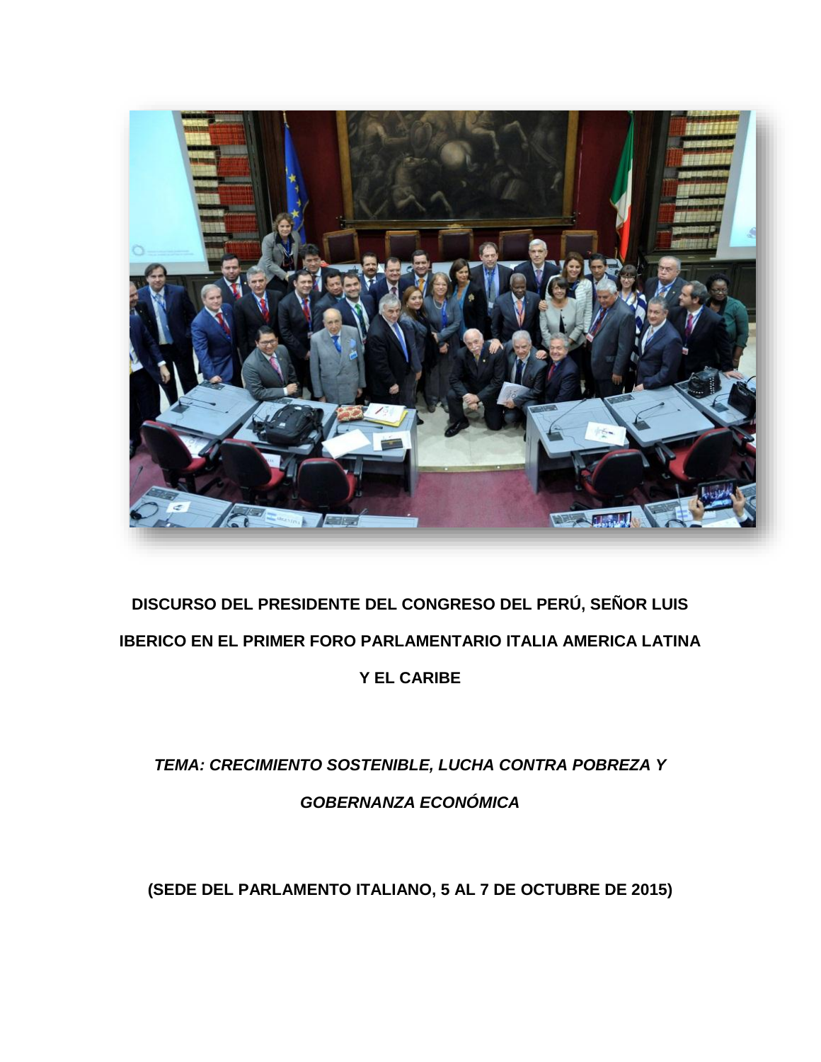# DISCURSO DEL PRESIDENTE DEL CONGRESO DEL PERÚ, SEÑOR LUIS IBERICO EN EL PRIMER FORO PARLAMENTARIO ITALIA AMERICA LATINA Y EL CARIBE

***TEMA: CRECIMIENTO SOSTENIBLE, LUCHA CONTRA POBREZA Y GOBERNANZA ECONÓMICA***

**(SEDE DEL PARLAMENTO ITALIANO, 5 AL 7 DE OCTUBRE DE 2015)**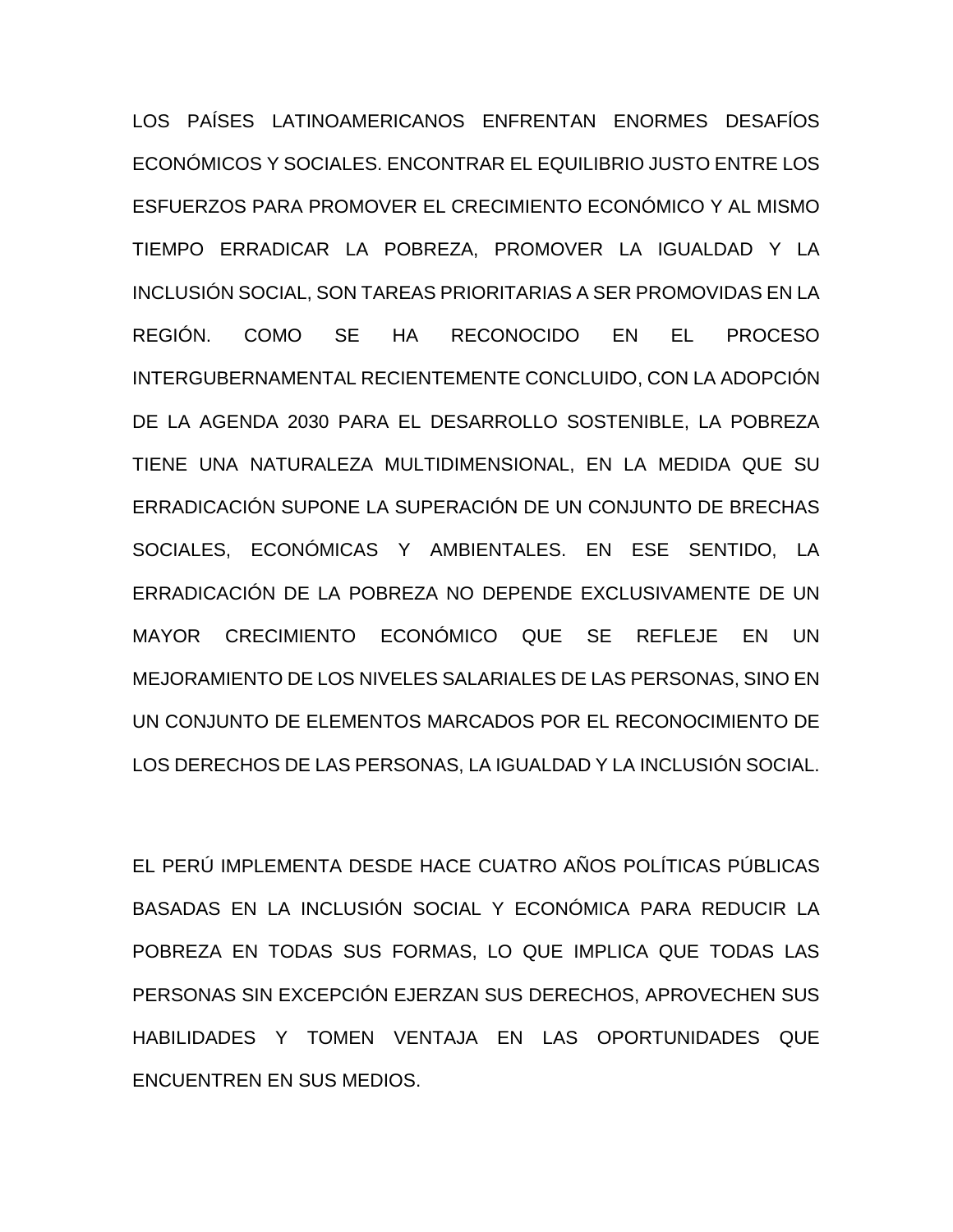LOS PAÍSES LATINOAMERICANOS ENFRENTAN ENORMES DESAFÍOS ECONÓMICOS Y SOCIALES. ENCONTRAR EL EQUILIBRIO JUSTO ENTRE LOS ESFUERZOS PARA PROMOVER EL CRECIMIENTO ECONÓMICO Y AL MISMO TIEMPO ERRADICAR LA POBREZA, PROMOVER LA IGUALDAD Y LA INCLUSIÓN SOCIAL, SON TAREAS PRIORITARIAS A SER PROMOVIDAS EN LA REGIÓN. COMO SE HA RECONOCIDO EN EL PROCESO INTERGUBERNAMENTAL RECIENTEMENTE CONCLUIDO, CON LA ADOPCIÓN DE LA AGENDA 2030 PARA EL DESARROLLO SOSTENIBLE, LA POBREZA TIENE UNA NATURALEZA MULTIDIMENSIONAL, EN LA MEDIDA QUE SU ERRADICACIÓN SUPONE LA SUPERACIÓN DE UN CONJUNTO DE BRECHAS SOCIALES, ECONÓMICAS Y AMBIENTALES. EN ESE SENTIDO, LA ERRADICACIÓN DE LA POBREZA NO DEPENDE EXCLUSIVAMENTE DE UN MAYOR CRECIMIENTO ECONÓMICO QUE SE REFLEJE EN UN MEJORAMIENTO DE LOS NIVELES SALARIALES DE LAS PERSONAS, SINO EN UN CONJUNTO DE ELEMENTOS MARCADOS POR EL RECONOCIMIENTO DE LOS DERECHOS DE LAS PERSONAS, LA IGUALDAD Y LA INCLUSIÓN SOCIAL.

EL PERÚ IMPLEMENTA DESDE HACE CUATRO AÑOS POLÍTICAS PÚBLICAS BASADAS EN LA INCLUSIÓN SOCIAL Y ECONÓMICA PARA REDUCIR LA POBREZA EN TODAS SUS FORMAS, LO QUE IMPLICA QUE TODAS LAS PERSONAS SIN EXCEPCIÓN EJERZAN SUS DERECHOS, APROVECHEN SUS HABILIDADES Y TOMEN VENTAJA EN LAS OPORTUNIDADES QUE ENCUENTREN EN SUS MEDIOS.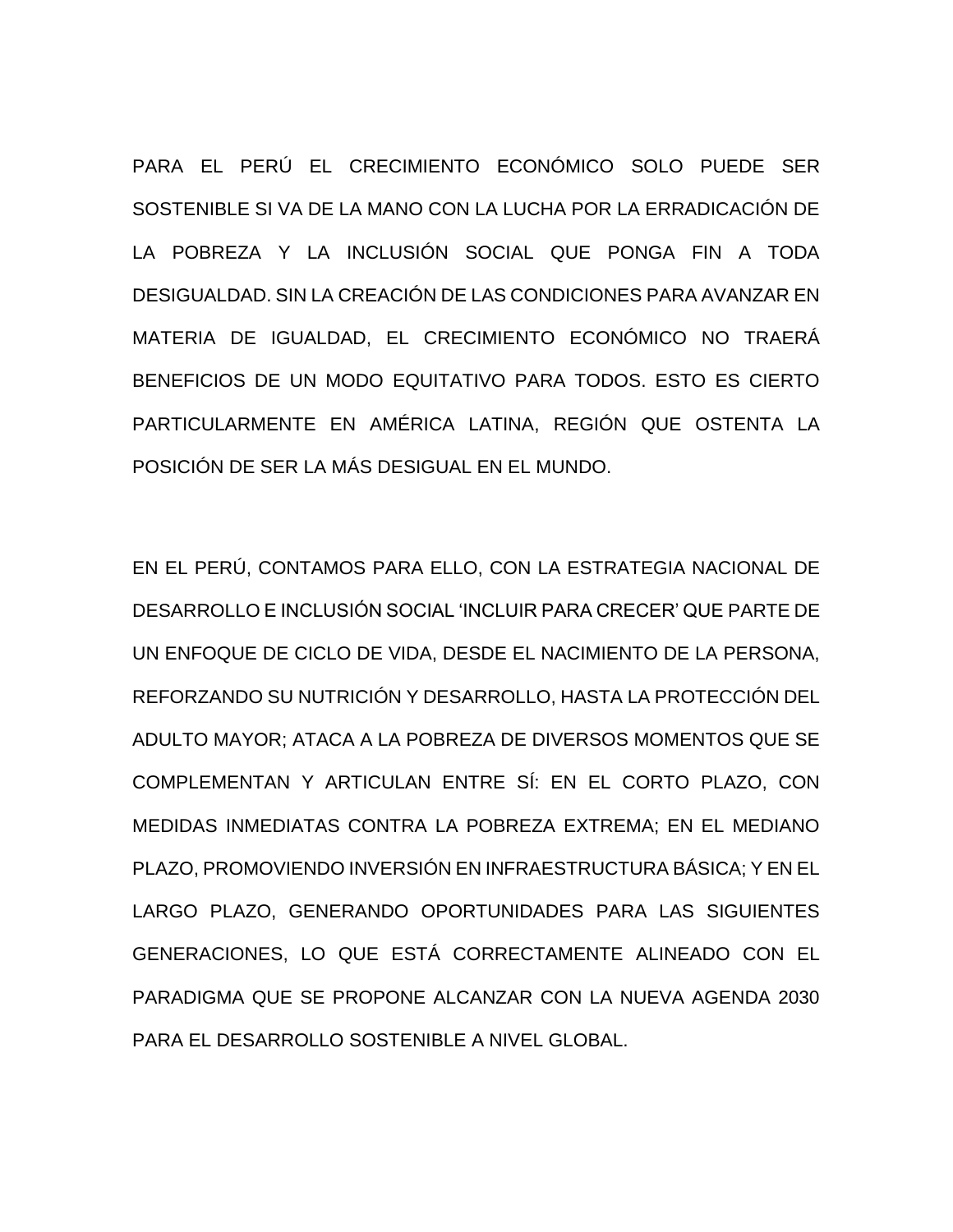PARA EL PERÚ EL CRECIMIENTO ECONÓMICO SOLO PUEDE SER SOSTENIBLE SI VA DE LA MANO CON LA LUCHA POR LA ERRADICACIÓN DE LA POBREZA Y LA INCLUSIÓN SOCIAL QUE PONGA FIN A TODA DESIGUALDAD. SIN LA CREACIÓN DE LAS CONDICIONES PARA AVANZAR EN MATERIA DE IGUALDAD, EL CRECIMIENTO ECONÓMICO NO TRAERÁ BENEFICIOS DE UN MODO EQUITATIVO PARA TODOS. ESTO ES CIERTO PARTICULARMENTE EN AMÉRICA LATINA, REGIÓN QUE OSTENTA LA POSICIÓN DE SER LA MÁS DESIGUAL EN EL MUNDO.

EN EL PERÚ, CONTAMOS PARA ELLO, CON LA ESTRATEGIA NACIONAL DE DESARROLLO E INCLUSIÓN SOCIAL 'INCLUIR PARA CRECER' QUE PARTE DE UN ENFOQUE DE CICLO DE VIDA, DESDE EL NACIMIENTO DE LA PERSONA, REFORZANDO SU NUTRICIÓN Y DESARROLLO, HASTA LA PROTECCIÓN DEL ADULTO MAYOR; ATACA A LA POBREZA DE DIVERSOS MOMENTOS QUE SE COMPLEMENTAN Y ARTICULAN ENTRE SÍ: EN EL CORTO PLAZO, CON MEDIDAS INMEDIATAS CONTRA LA POBREZA EXTREMA; EN EL MEDIANO PLAZO, PROMOVIENDO INVERSIÓN EN INFRAESTRUCTURA BÁSICA; Y EN EL LARGO PLAZO, GENERANDO OPORTUNIDADES PARA LAS SIGUIENTES GENERACIONES, LO QUE ESTÁ CORRECTAMENTE ALINEADO CON EL PARADIGMA QUE SE PROPONE ALCANZAR CON LA NUEVA AGENDA 2030 PARA EL DESARROLLO SOSTENIBLE A NIVEL GLOBAL.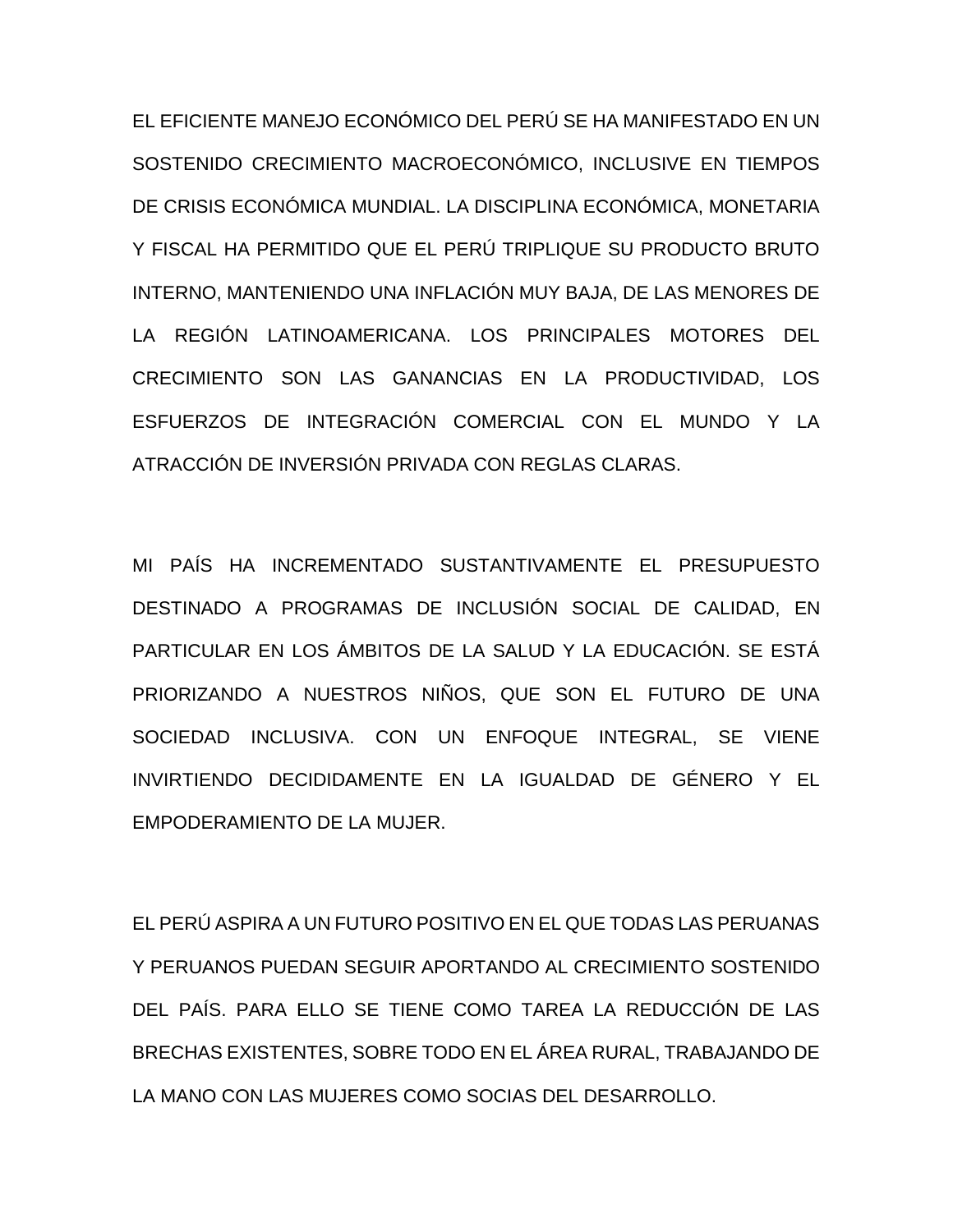EL EFICIENTE MANEJO ECONÓMICO DEL PERÚ SE HA MANIFESTADO EN UN SOSTENIDO CRECIMIENTO MACROECONÓMICO, INCLUSIVE EN TIEMPOS DE CRISIS ECONÓMICA MUNDIAL. LA DISCIPLINA ECONÓMICA, MONETARIA Y FISCAL HA PERMITIDO QUE EL PERÚ TRIPLIQUE SU PRODUCTO BRUTO INTERNO, MANTENIENDO UNA INFLACIÓN MUY BAJA, DE LAS MENORES DE LA REGIÓN LATINOAMERICANA. LOS PRINCIPALES MOTORES DEL CRECIMIENTO SON LAS GANANCIAS EN LA PRODUCTIVIDAD, LOS ESFUERZOS DE INTEGRACIÓN COMERCIAL CON EL MUNDO Y LA ATRACCIÓN DE INVERSIÓN PRIVADA CON REGLAS CLARAS.

MI PAÍS HA INCREMENTADO SUSTANTIVAMENTE EL PRESUPUESTO DESTINADO A PROGRAMAS DE INCLUSIÓN SOCIAL DE CALIDAD, EN PARTICULAR EN LOS ÁMBITOS DE LA SALUD Y LA EDUCACIÓN. SE ESTÁ PRIORIZANDO A NUESTROS NIÑOS, QUE SON EL FUTURO DE UNA SOCIEDAD INCLUSIVA. CON UN ENFOQUE INTEGRAL, SE VIENE INVIRTIENDO DECIDIDAMENTE EN LA IGUALDAD DE GÉNERO Y EL EMPODERAMIENTO DE LA MUJER.

EL PERÚ ASPIRA A UN FUTURO POSITIVO EN EL QUE TODAS LAS PERUANAS Y PERUANOS PUEDAN SEGUIR APORTANDO AL CRECIMIENTO SOSTENIDO DEL PAÍS. PARA ELLO SE TIENE COMO TAREA LA REDUCCIÓN DE LAS BRECHAS EXISTENTES, SOBRE TODO EN EL ÁREA RURAL, TRABAJANDO DE LA MANO CON LAS MUJERES COMO SOCIAS DEL DESARROLLO.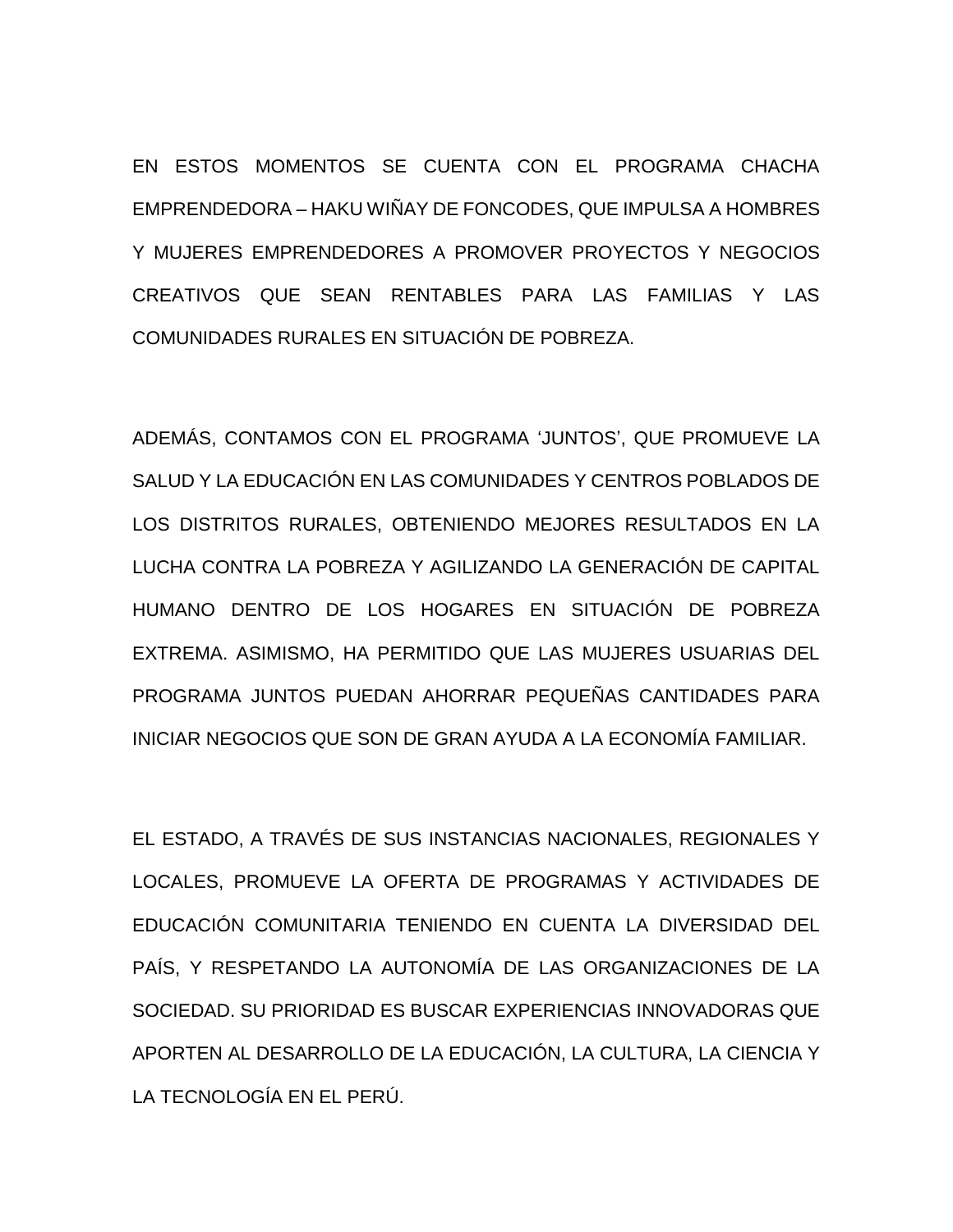EN ESTOS MOMENTOS SE CUENTA CON EL PROGRAMA CHACHA EMPRENDEDORA – HAKU WIÑAY DE FONCODES, QUE IMPULSA A HOMBRES Y MUJERES EMPRENDEDORES A PROMOVER PROYECTOS Y NEGOCIOS CREATIVOS QUE SEAN RENTABLES PARA LAS FAMILIAS Y LAS COMUNIDADES RURALES EN SITUACIÓN DE POBREZA.

ADEMÁS, CONTAMOS CON EL PROGRAMA 'JUNTOS', QUE PROMUEVE LA SALUD Y LA EDUCACIÓN EN LAS COMUNIDADES Y CENTROS POBLADOS DE LOS DISTRITOS RURALES, OBTENIENDO MEJORES RESULTADOS EN LA LUCHA CONTRA LA POBREZA Y AGILIZANDO LA GENERACIÓN DE CAPITAL HUMANO DENTRO DE LOS HOGARES EN SITUACIÓN DE POBREZA EXTREMA. ASIMISMO, HA PERMITIDO QUE LAS MUJERES USUARIAS DEL PROGRAMA JUNTOS PUEDAN AHORRAR PEQUEÑAS CANTIDADES PARA INICIAR NEGOCIOS QUE SON DE GRAN AYUDA A LA ECONOMÍA FAMILIAR.

EL ESTADO, A TRAVÉS DE SUS INSTANCIAS NACIONALES, REGIONALES Y LOCALES, PROMUEVE LA OFERTA DE PROGRAMAS Y ACTIVIDADES DE EDUCACIÓN COMUNITARIA TENIENDO EN CUENTA LA DIVERSIDAD DEL PAÍS, Y RESPETANDO LA AUTONOMÍA DE LAS ORGANIZACIONES DE LA SOCIEDAD. SU PRIORIDAD ES BUSCAR EXPERIENCIAS INNOVADORAS QUE APORTEN AL DESARROLLO DE LA EDUCACIÓN, LA CULTURA, LA CIENCIA Y LA TECNOLOGÍA EN EL PERÚ.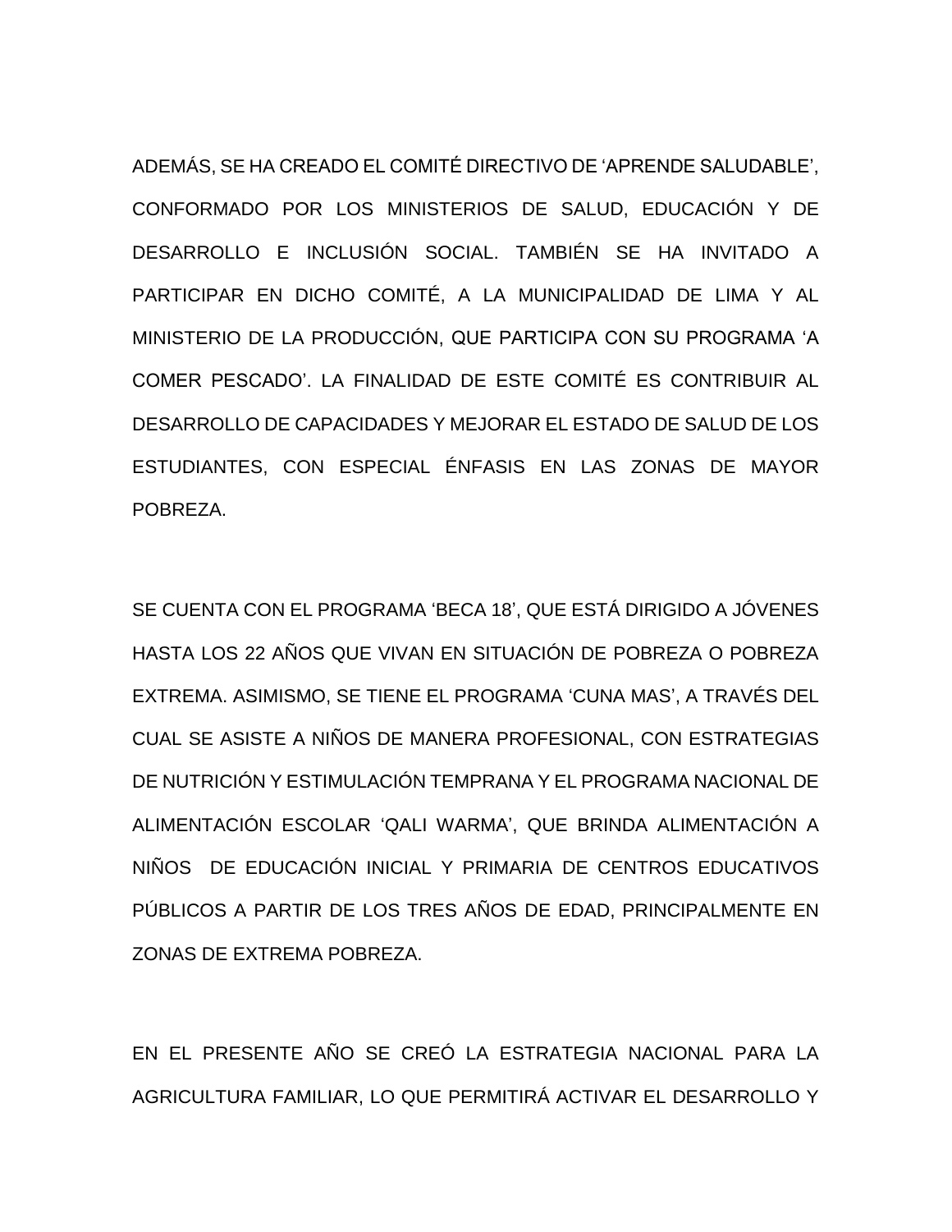ADEMÁS, SE HA CREADO EL COMITÉ DIRECTIVO DE 'APRENDE SALUDABLE', CONFORMADO POR LOS MINISTERIOS DE SALUD, EDUCACIÓN Y DE DESARROLLO E INCLUSIÓN SOCIAL. TAMBIÉN SE HA INVITADO A PARTICIPAR EN DICHO COMITÉ, A LA MUNICIPALIDAD DE LIMA Y AL MINISTERIO DE LA PRODUCCIÓN, QUE PARTICIPA CON SU PROGRAMA 'A COMER PESCADO'. LA FINALIDAD DE ESTE COMITÉ ES CONTRIBUIR AL DESARROLLO DE CAPACIDADES Y MEJORAR EL ESTADO DE SALUD DE LOS ESTUDIANTES, CON ESPECIAL ÉNFASIS EN LAS ZONAS DE MAYOR POBREZA.

SE CUENTA CON EL PROGRAMA 'BECA 18', QUE ESTÁ DIRIGIDO A JÓVENES HASTA LOS 22 AÑOS QUE VIVAN EN SITUACIÓN DE POBREZA O POBREZA EXTREMA. ASIMISMO, SE TIENE EL PROGRAMA 'CUNA MAS', A TRAVÉS DEL CUAL SE ASISTE A NIÑOS DE MANERA PROFESIONAL, CON ESTRATEGIAS DE NUTRICIÓN Y ESTIMULACIÓN TEMPRANA Y EL PROGRAMA NACIONAL DE ALIMENTACIÓN ESCOLAR 'QALI WARMA', QUE BRINDA ALIMENTACIÓN A NIÑOS DE EDUCACIÓN INICIAL Y PRIMARIA DE CENTROS EDUCATIVOS PÚBLICOS A PARTIR DE LOS TRES AÑOS DE EDAD, PRINCIPALMENTE EN ZONAS DE EXTREMA POBREZA.

EN EL PRESENTE AÑO SE CREÓ LA ESTRATEGIA NACIONAL PARA LA AGRICULTURA FAMILIAR, LO QUE PERMITIRÁ ACTIVAR EL DESARROLLO Y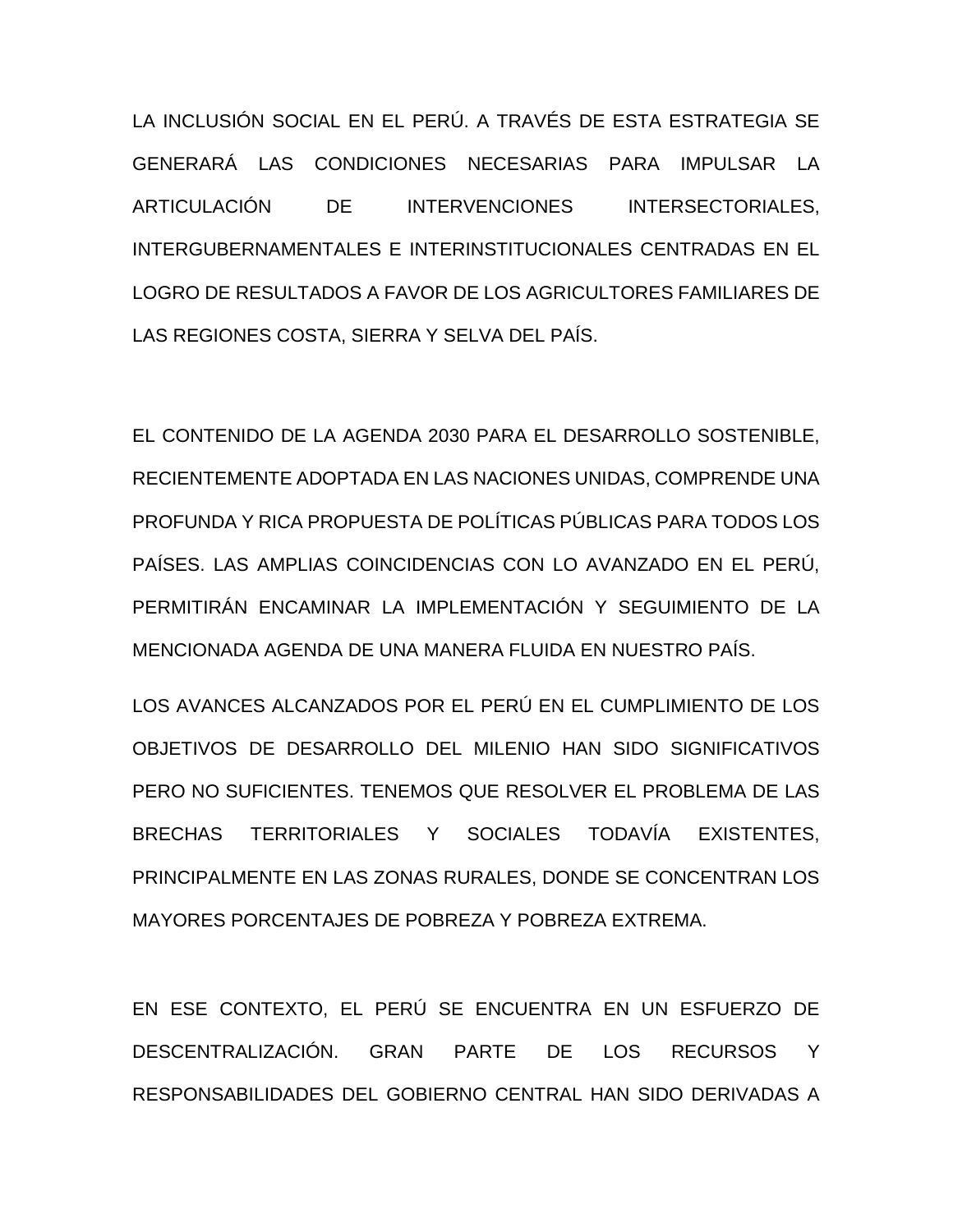LA INCLUSIÓN SOCIAL EN EL PERÚ. A TRAVÉS DE ESTA ESTRATEGIA SE GENERARÁ LAS CONDICIONES NECESARIAS PARA IMPULSAR LA ARTICULACIÓN DE INTERVENCIONES INTERSECTORIALES, INTERGUBERNAMENTALES E INTERINSTITUCIONALES CENTRADAS EN EL LOGRO DE RESULTADOS A FAVOR DE LOS AGRICULTORES FAMILIARES DE LAS REGIONES COSTA, SIERRA Y SELVA DEL PAÍS.

EL CONTENIDO DE LA AGENDA 2030 PARA EL DESARROLLO SOSTENIBLE, RECIENTEMENTE ADOPTADA EN LAS NACIONES UNIDAS, COMPRENDE UNA PROFUNDA Y RICA PROPUESTA DE POLÍTICAS PÚBLICAS PARA TODOS LOS PAÍSES. LAS AMPLIAS COINCIDENCIAS CON LO AVANZADO EN EL PERÚ, PERMITIRÁN ENCAMINAR LA IMPLEMENTACIÓN Y SEGUIMIENTO DE LA MENCIONADA AGENDA DE UNA MANERA FLUIDA EN NUESTRO PAÍS.

LOS AVANCES ALCANZADOS POR EL PERÚ EN EL CUMPLIMIENTO DE LOS OBJETIVOS DE DESARROLLO DEL MILENIO HAN SIDO SIGNIFICATIVOS PERO NO SUFICIENTES. TENEMOS QUE RESOLVER EL PROBLEMA DE LAS BRECHAS TERRITORIALES Y SOCIALES TODAVÍA EXISTENTES, PRINCIPALMENTE EN LAS ZONAS RURALES, DONDE SE CONCENTRAN LOS MAYORES PORCENTAJES DE POBREZA Y POBREZA EXTREMA.

EN ESE CONTEXTO, EL PERÚ SE ENCUENTRA EN UN ESFUERZO DE DESCENTRALIZACIÓN. GRAN PARTE DE LOS RECURSOS Y RESPONSABILIDADES DEL GOBIERNO CENTRAL HAN SIDO DERIVADAS A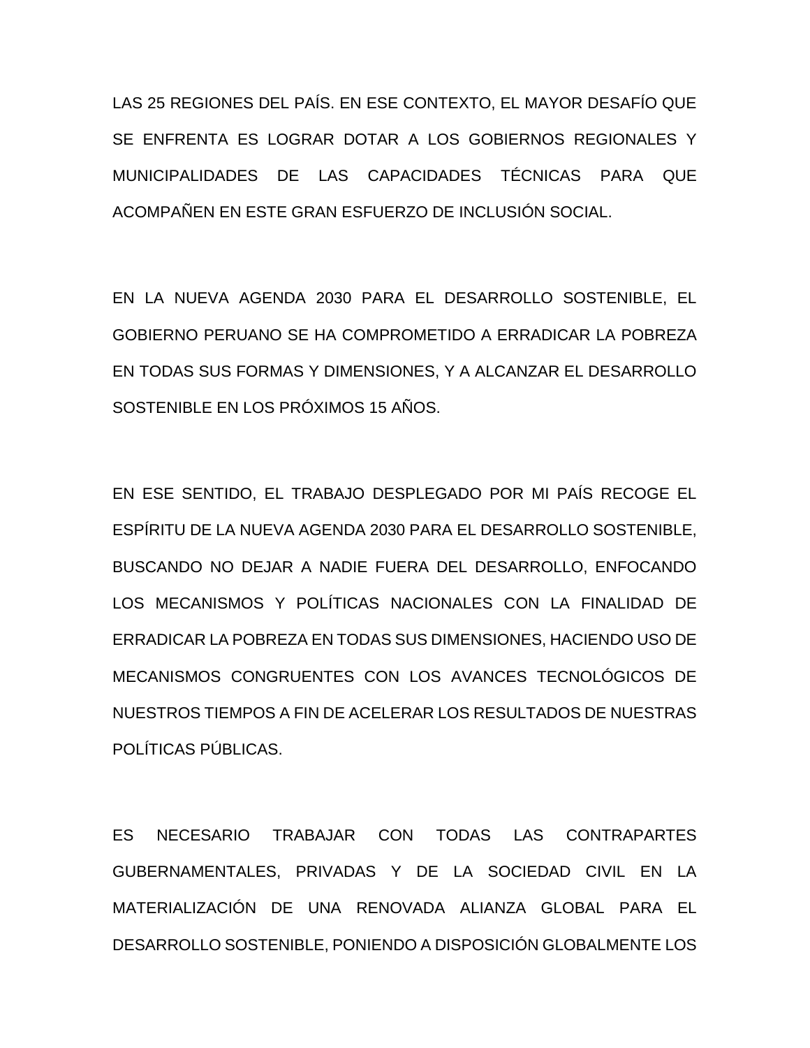LAS 25 REGIONES DEL PAÍS. EN ESE CONTEXTO, EL MAYOR DESAFÍO QUE SE ENFRENTA ES LOGRAR DOTAR A LOS GOBIERNOS REGIONALES Y MUNICIPALIDADES DE LAS CAPACIDADES TÉCNICAS PARA QUE ACOMPAÑEN EN ESTE GRAN ESFUERZO DE INCLUSIÓN SOCIAL.

EN LA NUEVA AGENDA 2030 PARA EL DESARROLLO SOSTENIBLE, EL GOBIERNO PERUANO SE HA COMPROMETIDO A ERRADICAR LA POBREZA EN TODAS SUS FORMAS Y DIMENSIONES, Y A ALCANZAR EL DESARROLLO SOSTENIBLE EN LOS PRÓXIMOS 15 AÑOS.

EN ESE SENTIDO, EL TRABAJO DESPLEGADO POR MI PAÍS RECOGE EL ESPÍRITU DE LA NUEVA AGENDA 2030 PARA EL DESARROLLO SOSTENIBLE, BUSCANDO NO DEJAR A NADIE FUERA DEL DESARROLLO, ENFOCANDO LOS MECANISMOS Y POLÍTICAS NACIONALES CON LA FINALIDAD DE ERRADICAR LA POBREZA EN TODAS SUS DIMENSIONES, HACIENDO USO DE MECANISMOS CONGRUENTES CON LOS AVANCES TECNOLÓGICOS DE NUESTROS TIEMPOS A FIN DE ACELERAR LOS RESULTADOS DE NUESTRAS POLÍTICAS PÚBLICAS.

ES NECESARIO TRABAJAR CON TODAS LAS CONTRAPARTES GUBERNAMENTALES, PRIVADAS Y DE LA SOCIEDAD CIVIL EN LA MATERIALIZACIÓN DE UNA RENOVADA ALIANZA GLOBAL PARA EL DESARROLLO SOSTENIBLE, PONIENDO A DISPOSICIÓN GLOBALMENTE LOS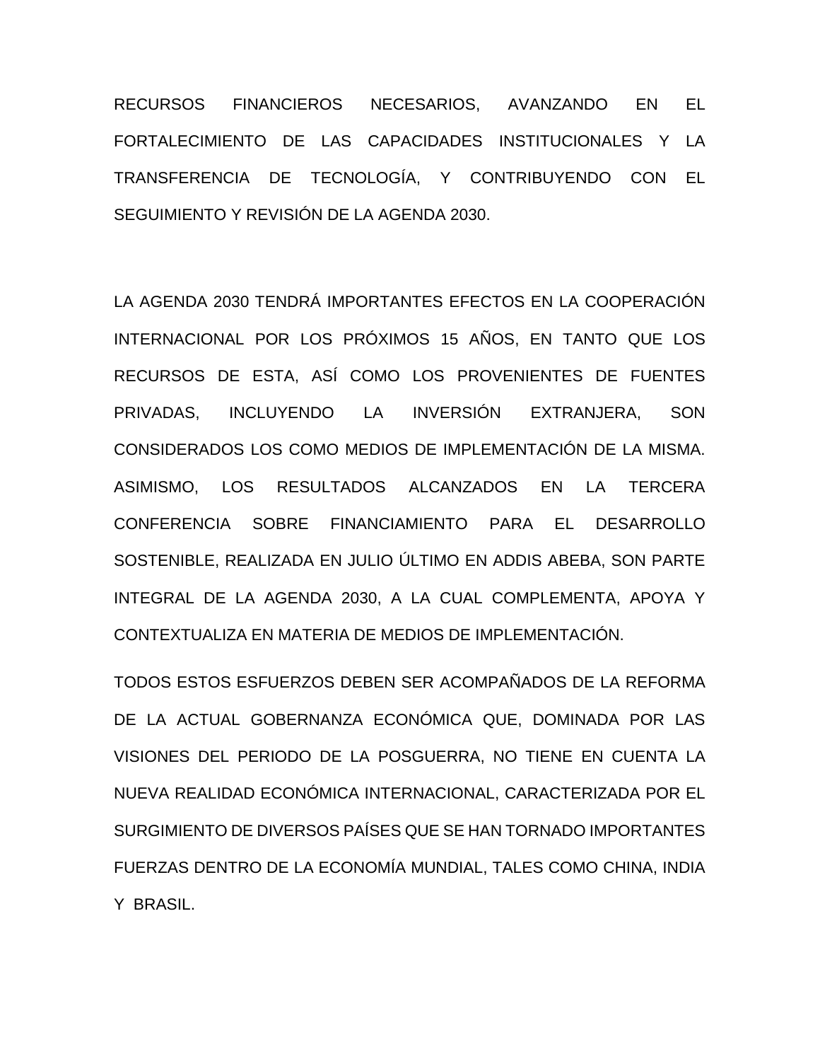RECURSOS FINANCIEROS NECESARIOS, AVANZANDO EN EL FORTALECIMIENTO DE LAS CAPACIDADES INSTITUCIONALES Y LA TRANSFERENCIA DE TECNOLOGÍA, Y CONTRIBUYENDO CON EL SEGUIMIENTO Y REVISIÓN DE LA AGENDA 2030.

LA AGENDA 2030 TENDRÁ IMPORTANTES EFECTOS EN LA COOPERACIÓN INTERNACIONAL POR LOS PRÓXIMOS 15 AÑOS, EN TANTO QUE LOS RECURSOS DE ESTA, ASÍ COMO LOS PROVENIENTES DE FUENTES PRIVADAS, INCLUYENDO LA INVERSIÓN EXTRANJERA, SON CONSIDERADOS LOS COMO MEDIOS DE IMPLEMENTACIÓN DE LA MISMA. ASIMISMO, LOS RESULTADOS ALCANZADOS EN LA TERCERA CONFERENCIA SOBRE FINANCIAMIENTO PARA EL DESARROLLO SOSTENIBLE, REALIZADA EN JULIO ÚLTIMO EN ADDIS ABEBA, SON PARTE INTEGRAL DE LA AGENDA 2030, A LA CUAL COMPLEMENTA, APOYA Y CONTEXTUALIZA EN MATERIA DE MEDIOS DE IMPLEMENTACIÓN.

TODOS ESTOS ESFUERZOS DEBEN SER ACOMPAÑADOS DE LA REFORMA DE LA ACTUAL GOBERNANZA ECONÓMICA QUE, DOMINADA POR LAS VISIONES DEL PERIODO DE LA POSGUERRA, NO TIENE EN CUENTA LA NUEVA REALIDAD ECONÓMICA INTERNACIONAL, CARACTERIZADA POR EL SURGIMIENTO DE DIVERSOS PAÍSES QUE SE HAN TORNADO IMPORTANTES FUERZAS DENTRO DE LA ECONOMÍA MUNDIAL, TALES COMO CHINA, INDIA Y BRASIL.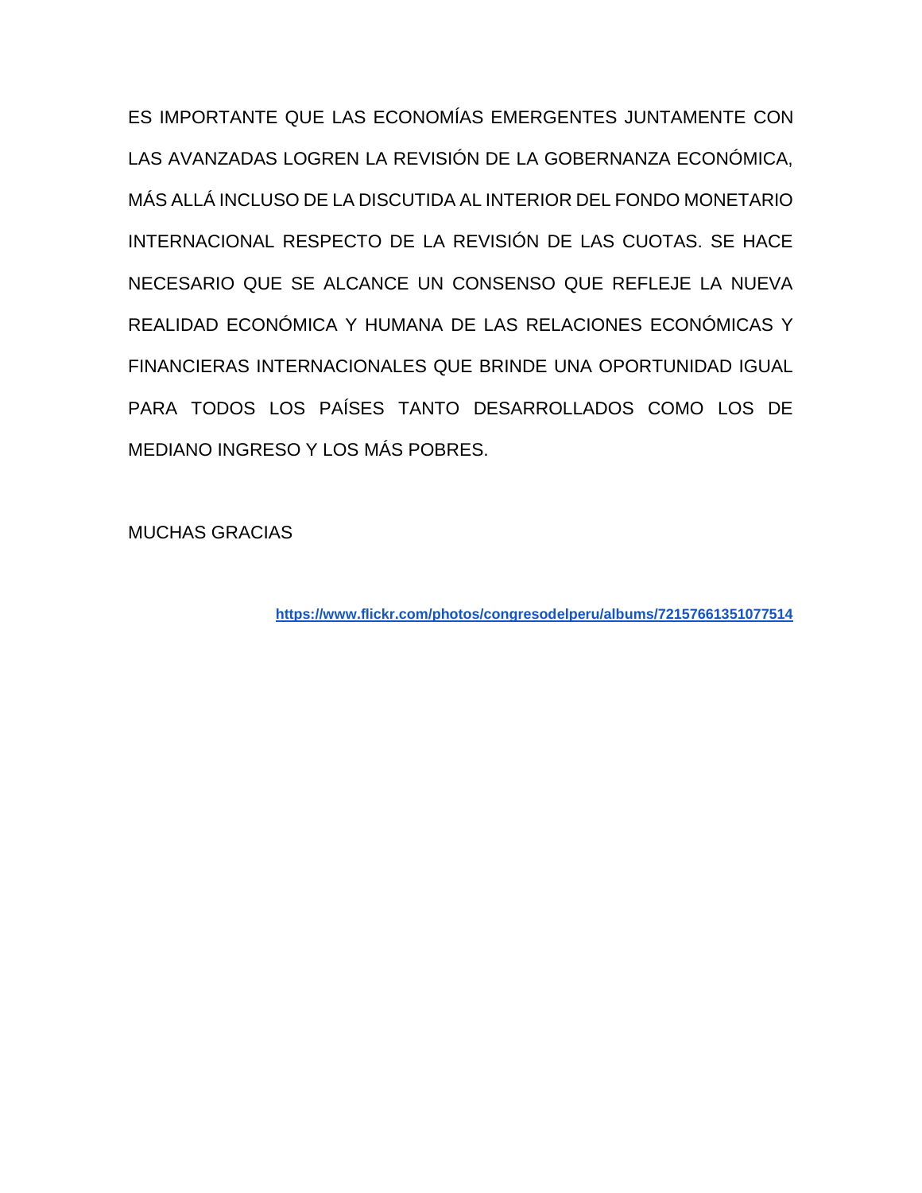ES IMPORTANTE QUE LAS ECONOMÍAS EMERGENTES JUNTAMENTE CON LAS AVANZADAS LOGREN LA REVISIÓN DE LA GOBERNANZA ECONÓMICA, MÁS ALLÁ INCLUSO DE LA DISCUTIDA AL INTERIOR DEL FONDO MONETARIO INTERNACIONAL RESPECTO DE LA REVISIÓN DE LAS CUOTAS. SE HACE NECESARIO QUE SE ALCANCE UN CONSENSO QUE REFLEJE LA NUEVA REALIDAD ECONÓMICA Y HUMANA DE LAS RELACIONES ECONÓMICAS Y FINANCIERAS INTERNACIONALES QUE BRINDE UNA OPORTUNIDAD IGUAL PARA TODOS LOS PAÍSES TANTO DESARROLLADOS COMO LOS DE MEDIANO INGRESO Y LOS MÁS POBRES.

MUCHAS GRACIAS

**https://www.flickr.com/photos/congresodelperu/albums/72157661351077514**